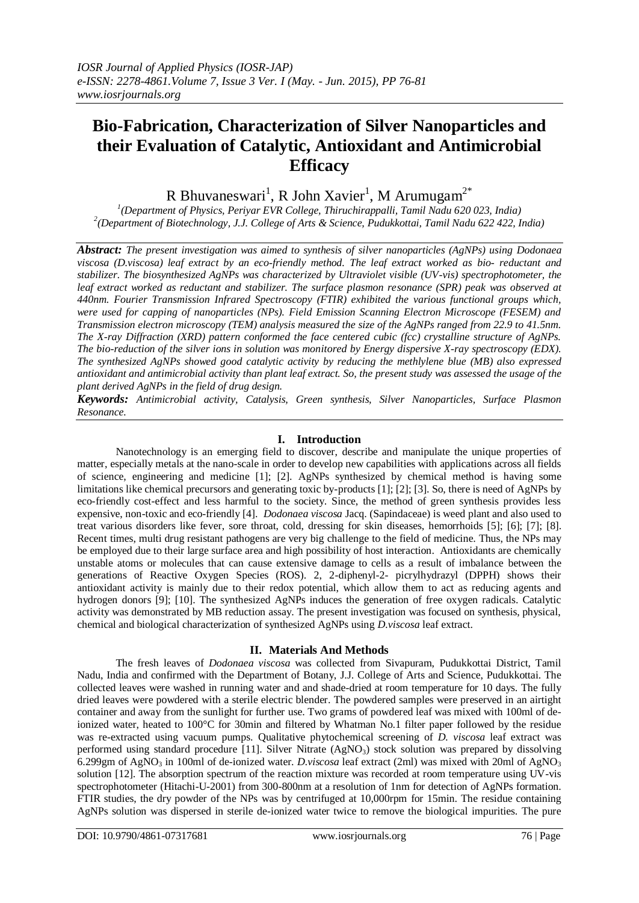# Bio-Fabrication, Characterization of Silver Nanoparticles and their Evaluation of Catalytic, Antioxidant and Antimicrobial Efficacy

R Bhuvaneswari[1], R John Xavier[1], M Arumugam[2*]

[1](Department of Physics, Periyar EVR College, Thiruchirappalli, Tamil Nadu 620 023, India)
[2](Department of Biotechnology, J.J. College of Arts & Science, Pudukkottai, Tamil Nadu 622 422, India)

***Abstract:*** *The present investigation was aimed to synthesis of silver nanoparticles (AgNPs) using Dodonaea viscosa (D.viscosa) leaf extract by an eco-friendly method. The leaf extract worked as bio- reductant and stabilizer. The biosynthesized AgNPs was characterized by Ultraviolet visible (UV-vis) spectrophotometer, the leaf extract worked as reductant and stabilizer. The surface plasmon resonance (SPR) peak was observed at 440nm. Fourier Transmission Infrared Spectroscopy (FTIR) exhibited the various functional groups which, were used for capping of nanoparticles (NPs). Field Emission Scanning Electron Microscope (FESEM) and Transmission electron microscopy (TEM) analysis measured the size of the AgNPs ranged from 22.9 to 41.5nm. The X-ray Diffraction (XRD) pattern conformed the face centered cubic (fcc) crystalline structure of AgNPs. The bio-reduction of the silver ions in solution was monitored by Energy dispersive X-ray spectroscopy (EDX). The synthesized AgNPs showed good catalytic activity by reducing the methlylene blue (MB) also expressed antioxidant and antimicrobial activity than plant leaf extract. So, the present study was assessed the usage of the plant derived AgNPs in the field of drug design.*

***Keywords:*** *Antimicrobial activity, Catalysis, Green synthesis, Silver Nanoparticles, Surface Plasmon Resonance.*

## I. Introduction

Nanotechnology is an emerging field to discover, describe and manipulate the unique properties of matter, especially metals at the nano-scale in order to develop new capabilities with applications across all fields of science, engineering and medicine [1]; [2]. AgNPs synthesized by chemical method is having some limitations like chemical precursors and generating toxic by-products [1]; [2]; [3]. So, there is need of AgNPs by eco-friendly cost-effect and less harmful to the society. Since, the method of green synthesis provides less expensive, non-toxic and eco-friendly [4]. *Dodonaea viscosa* Jacq. (Sapindaceae) is weed plant and also used to treat various disorders like fever, sore throat, cold, dressing for skin diseases, hemorrhoids [5]; [6]; [7]; [8]. Recent times, multi drug resistant pathogens are very big challenge to the field of medicine. Thus, the NPs may be employed due to their large surface area and high possibility of host interaction. Antioxidants are chemically unstable atoms or molecules that can cause extensive damage to cells as a result of imbalance between the generations of Reactive Oxygen Species (ROS). 2, 2-diphenyl-2- picrylhydrazyl (DPPH) shows their antioxidant activity is mainly due to their redox potential, which allow them to act as reducing agents and hydrogen donors [9]; [10]. The synthesized AgNPs induces the generation of free oxygen radicals. Catalytic activity was demonstrated by MB reduction assay. The present investigation was focused on synthesis, physical, chemical and biological characterization of synthesized AgNPs using *D.viscosa* leaf extract.

## II. Materials And Methods

The fresh leaves of *Dodonaea viscosa* was collected from Sivapuram, Pudukkottai District, Tamil Nadu, India and confirmed with the Department of Botany, J.J. College of Arts and Science, Pudukkottai. The collected leaves were washed in running water and and shade-dried at room temperature for 10 days. The fully dried leaves were powdered with a sterile electric blender. The powdered samples were preserved in an airtight container and away from the sunlight for further use. Two grams of powdered leaf was mixed with 100ml of de-ionized water, heated to 100°C for 30min and filtered by Whatman No.1 filter paper followed by the residue was re-extracted using vacuum pumps. Qualitative phytochemical screening of *D. viscosa* leaf extract was performed using standard procedure [11]. Silver Nitrate ($AgNO_3$) stock solution was prepared by dissolving 6.299gm of $AgNO_3$ in 100ml of de-ionized water. *D.viscosa* leaf extract (2ml) was mixed with 20ml of $AgNO_3$ solution [12]. The absorption spectrum of the reaction mixture was recorded at room temperature using UV-vis spectrophotometer (Hitachi-U-2001) from 300-800nm at a resolution of 1nm for detection of AgNPs formation. FTIR studies, the dry powder of the NPs was by centrifuged at 10,000rpm for 15min. The residue containing AgNPs solution was dispersed in sterile de-ionized water twice to remove the biological impurities. The pure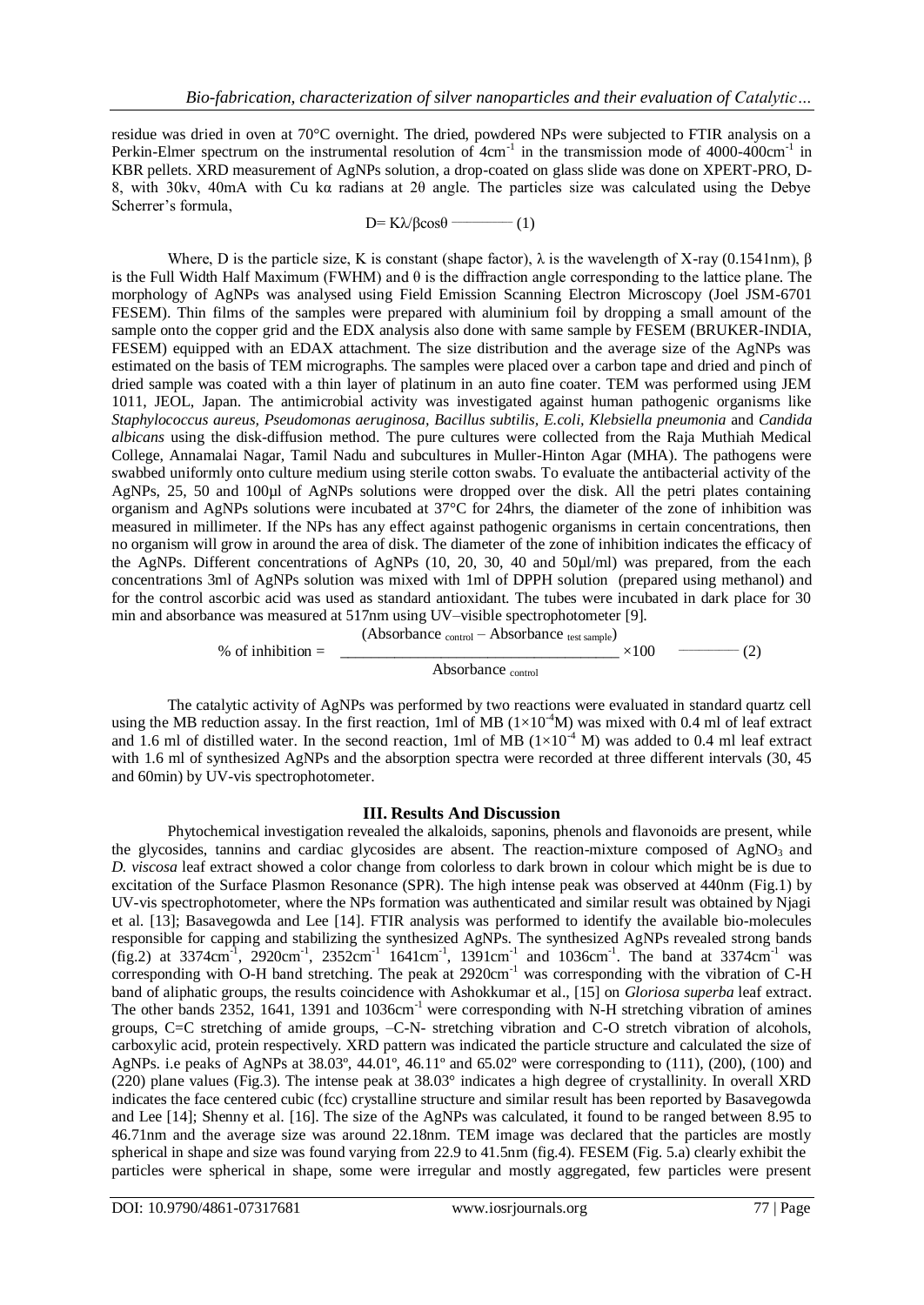residue was dried in oven at 70°C overnight. The dried, powdered NPs were subjected to FTIR analysis on a Perkin-Elmer spectrum on the instrumental resolution of $4cm^{-1}$ in the transmission mode of 4000-400$cm^{-1}$ in KBR pellets. XRD measurement of AgNPs solution, a drop-coated on glass slide was done on XPERT-PRO, D-8, with 30kv, 40mA with Cu kα radians at 2θ angle. The particles size was calculated using the Debye Scherrer's formula,

$$D = K\lambda/\beta\cos\theta \quad (1)$$

Where, D is the particle size, K is constant (shape factor), λ is the wavelength of X-ray (0.1541nm), β is the Full Width Half Maximum (FWHM) and θ is the diffraction angle corresponding to the lattice plane. The morphology of AgNPs was analysed using Field Emission Scanning Electron Microscopy (Joel JSM-6701 FESEM). Thin films of the samples were prepared with aluminium foil by dropping a small amount of the sample onto the copper grid and the EDX analysis also done with same sample by FESEM (BRUKER-INDIA, FESEM) equipped with an EDAX attachment. The size distribution and the average size of the AgNPs was estimated on the basis of TEM micrographs. The samples were placed over a carbon tape and dried and pinch of dried sample was coated with a thin layer of platinum in an auto fine coater. TEM was performed using JEM 1011, JEOL, Japan. The antimicrobial activity was investigated against human pathogenic organisms like *Staphylococcus aureus, Pseudomonas aeruginosa, Bacillus subtilis, E.coli, Klebsiella pneumonia* and *Candida albicans* using the disk-diffusion method. The pure cultures were collected from the Raja Muthiah Medical College, Annamalai Nagar, Tamil Nadu and subcultures in Muller-Hinton Agar (MHA). The pathogens were swabbed uniformly onto culture medium using sterile cotton swabs. To evaluate the antibacterial activity of the AgNPs, 25, 50 and 100µl of AgNPs solutions were dropped over the disk. All the petri plates containing organism and AgNPs solutions were incubated at 37°C for 24hrs, the diameter of the zone of inhibition was measured in millimeter. If the NPs has any effect against pathogenic organisms in certain concentrations, then no organism will grow in around the area of disk. The diameter of the zone of inhibition indicates the efficacy of the AgNPs. Different concentrations of AgNPs (10, 20, 30, 40 and 50µl/ml) was prepared, from the each concentrations 3ml of AgNPs solution was mixed with 1ml of DPPH solution (prepared using methanol) and for the control ascorbic acid was used as standard antioxidant. The tubes were incubated in dark place for 30 min and absorbance was measured at 517nm using UV–visible spectrophotometer [9].

$$\% \text{ of inhibition} = \frac{(\text{Absorbance}_{\text{control}} - \text{Absorbance}_{\text{test sample}})}{\text{Absorbance}_{\text{control}}} \times 100 \quad (2)$$

The catalytic activity of AgNPs was performed by two reactions were evaluated in standard quartz cell using the MB reduction assay. In the first reaction, 1ml of MB ($1\times10^{-4}$M) was mixed with 0.4 ml of leaf extract and 1.6 ml of distilled water. In the second reaction, 1ml of MB ($1\times10^{-4}$ M) was added to 0.4 ml leaf extract with 1.6 ml of synthesized AgNPs and the absorption spectra were recorded at three different intervals (30, 45 and 60min) by UV-vis spectrophotometer.

## III. Results And Discussion

Phytochemical investigation revealed the alkaloids, saponins, phenols and flavonoids are present, while the glycosides, tannins and cardiac glycosides are absent. The reaction-mixture composed of $AgNO_3$ and *D. viscosa* leaf extract showed a color change from colorless to dark brown in colour which might be is due to excitation of the Surface Plasmon Resonance (SPR). The high intense peak was observed at 440nm (Fig.1) by UV-vis spectrophotometer, where the NPs formation was authenticated and similar result was obtained by Njagi et al. [13]; Basavegowda and Lee [14]. FTIR analysis was performed to identify the available bio-molecules responsible for capping and stabilizing the synthesized AgNPs. The synthesized AgNPs revealed strong bands (fig.2) at 3374$cm^{-1}$, 2920$cm^{-1}$, 2352$cm^{-1}$ 1641$cm^{-1}$, 1391$cm^{-1}$ and 1036$cm^{-1}$. The band at 3374$cm^{-1}$ was corresponding with O-H band stretching. The peak at 2920$cm^{-1}$ was corresponding with the vibration of C-H band of aliphatic groups, the results coincidence with Ashokkumar et al., [15] on *Gloriosa superba* leaf extract. The other bands 2352, 1641, 1391 and 1036$cm^{-1}$ were corresponding with N-H stretching vibration of amines groups, C=C stretching of amide groups, –C-N- stretching vibration and C-O stretch vibration of alcohols, carboxylic acid, protein respectively. XRD pattern was indicated the particle structure and calculated the size of AgNPs. i.e peaks of AgNPs at 38.03º, 44.01º, 46.11º and 65.02º were corresponding to (111), (200), (100) and (220) plane values (Fig.3). The intense peak at 38.03° indicates a high degree of crystallinity. In overall XRD indicates the face centered cubic (fcc) crystalline structure and similar result has been reported by Basavegowda and Lee [14]; Shenny et al. [16]. The size of the AgNPs was calculated, it found to be ranged between 8.95 to 46.71nm and the average size was around 22.18nm. TEM image was declared that the particles are mostly spherical in shape and size was found varying from 22.9 to 41.5nm (fig.4). FESEM (Fig. 5.a) clearly exhibit the particles were spherical in shape, some were irregular and mostly aggregated, few particles were present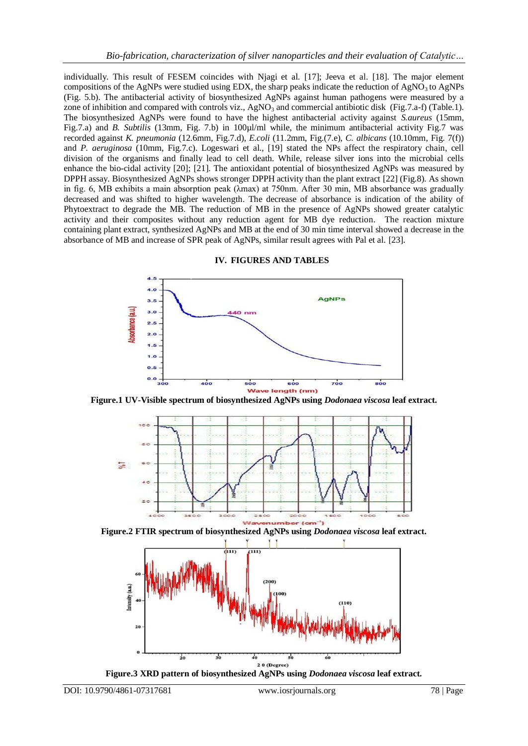individually. This result of FESEM coincides with Njagi et al. [17]; Jeeva et al. [18]. The major element compositions of the AgNPs were studied using EDX, the sharp peaks indicate the reduction of $AgNO_3$ to AgNPs (Fig. 5.b). The antibacterial activity of biosynthesized AgNPs against human pathogens were measured by a zone of inhibition and compared with controls viz., $AgNO_3$ and commercial antibiotic disk (Fig.7.a-f) (Table.1). The biosynthesized AgNPs were found to have the highest antibacterial activity against *S.aureus* (15mm, Fig.7.a) and *B. Subtilis* (13mm, Fig. 7.b) in 100µl/ml while, the minimum antibacterial activity Fig.7 was recorded against *K. pneumonia* (12.6mm, Fig.7.d), *E.coli* (11.2mm, Fig.(7.e), *C. albicans* (10.10mm, Fig. 7(f)) and *P. aeruginosa* (10mm, Fig.7.c). Logeswari et al., [19] stated the NPs affect the respiratory chain, cell division of the organisms and finally lead to cell death. While, release silver ions into the microbial cells enhance the bio-cidal activity [20]; [21]. The antioxidant potential of biosynthesized AgNPs was measured by DPPH assay. Biosynthesized AgNPs shows stronger DPPH activity than the plant extract [22] (Fig.8). As shown in fig. 6, MB exhibits a main absorption peak ($\lambda$max) at 750nm. After 30 min, MB absorbance was gradually decreased and was shifted to higher wavelength. The decrease of absorbance is indication of the ability of Phytoextract to degrade the MB. The reduction of MB in the presence of AgNPs showed greater catalytic activity and their composites without any reduction agent for MB dye reduction. The reaction mixture containing plant extract, synthesized AgNPs and MB at the end of 30 min time interval showed a decrease in the absorbance of MB and increase of SPR peak of AgNPs, similar result agrees with Pal et al. [23].

## IV. FIGURES AND TABLES

**Figure.1 UV-Visible spectrum of biosynthesized AgNPs using *Dodonaea viscosa* leaf extract.**

**Figure.2 FTIR spectrum of biosynthesized AgNPs using *Dodonaea viscosa* leaf extract.**

**Figure.3 XRD pattern of biosynthesized AgNPs using *Dodonaea viscosa* leaf extract.**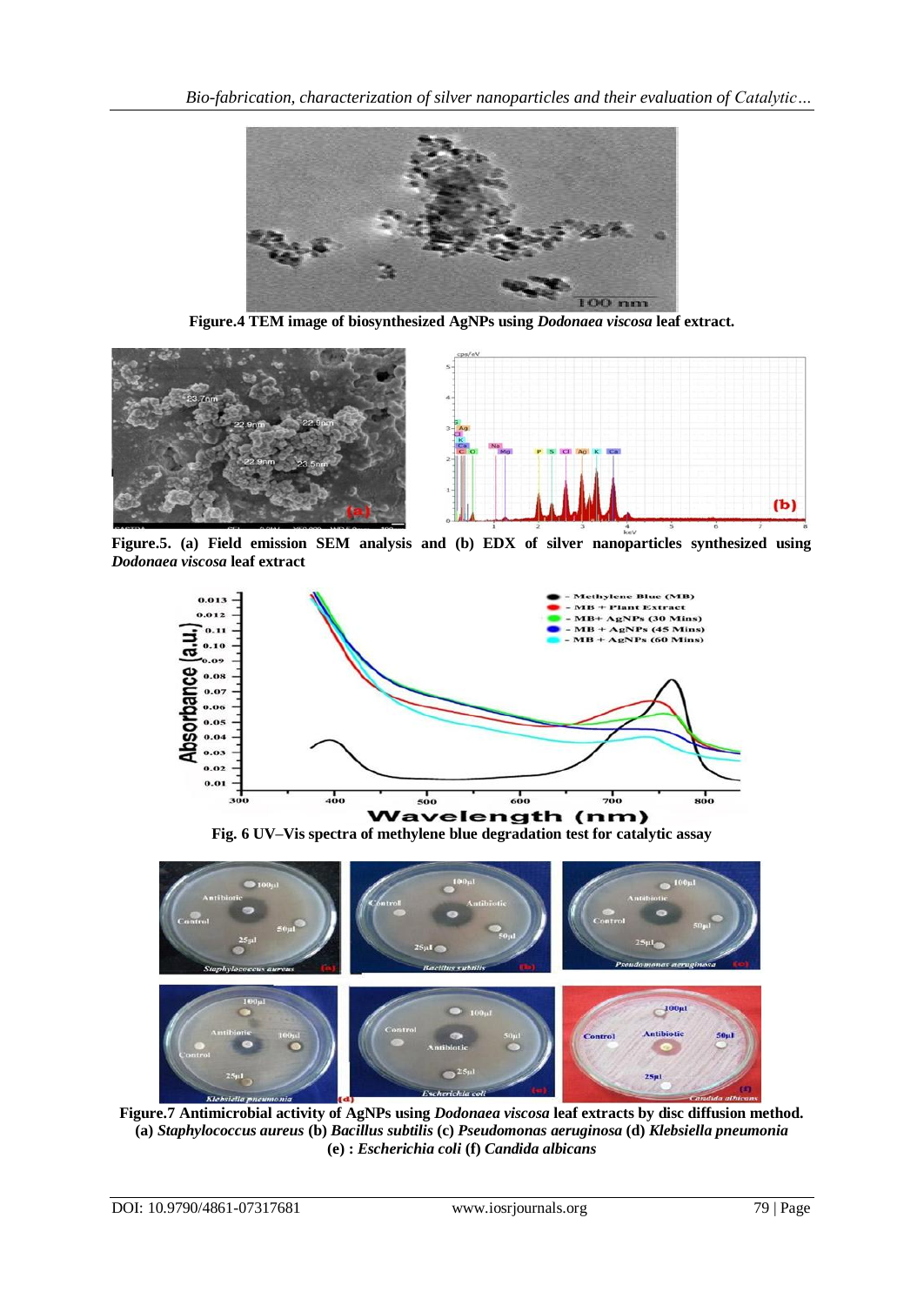Figure.4 TEM image of biosynthesized AgNPs using *Dodonaea viscosa* leaf extract.

Figure.5. (a) Field emission SEM analysis and (b) EDX of silver nanoparticles synthesized using *Dodonaea viscosa* leaf extract

Fig. 6 UV–Vis spectra of methylene blue degradation test for catalytic assay

Figure.7 Antimicrobial activity of AgNPs using *Dodonaea viscosa* leaf extracts by disc diffusion method. (a) *Staphylococcus aureus* (b) *Bacillus subtilis* (c) *Pseudomonas aeruginosa* (d) *Klebsiella pneumonia* (e) : *Escherichia coli* (f) *Candida albicans*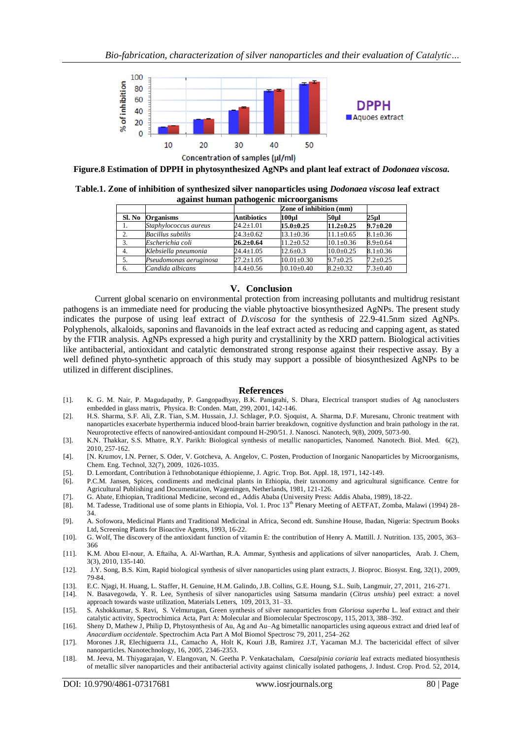**Figure.8 Estimation of DPPH in phytosynthesized AgNPs and plant leaf extract of *Dodonaea viscosa*.**

**Table.1. Zone of inhibition of synthesized silver nanoparticles using *Dodonaea viscosa* leaf extract against human pathogenic microorganisms**

| | | | Zone of inhibition (mm) | | |
|---|---|---|---|---|---|
| **Sl. No** | **Organisms** | **Antibiotics** | **100µl** | **50µl** | **25µl** |
| 1. | *Staphylococcus aureus* | 24.2±1.01 | **15.0±0.25** | **11.2±0.25** | **9.7±0.20** |
| 2. | *Bacillus subtilis* | 24.3±0.62 | 13.1±0.36 | 11.1±0.65 | 8.1±0.36 |
| 3. | *Escherichia coli* | **26.2±0.64** | 11.2±0.52 | 10.1±0.36 | 8.9±0.64 |
| 4. | *Klebsiella pneumonia* | 24.4±1.05 | 12.6±0.3 | 10.0±0.25 | 8.1±0.36 |
| 5. | *Pseudomonas aeruginosa* | 27.2±1.05 | 10.01±0.30 | 9.7±0.25 | 7.2±0.25 |
| 6. | *Candida albicans* | 14.4±0.56 | 10.10±0.40 | 8.2±0.32 | 7.3±0.40 |

## V. Conclusion

Current global scenario on environmental protection from increasing pollutants and multidrug resistant pathogens is an immediate need for producing the viable phytoactive biosynthesized AgNPs. The present study indicates the purpose of using leaf extract of *D.viscosa* for the synthesis of 22.9-41.5nm sized AgNPs. Polyphenols, alkaloids, saponins and flavanoids in the leaf extract acted as reducing and capping agent, as stated by the FTIR analysis. AgNPs expressed a high purity and crystallinity by the XRD pattern. Biological activities like antibacterial, antioxidant and catalytic demonstrated strong response against their respective assay. By a well defined phyto-synthetic approach of this study may support a possible of biosynthesized AgNPs to be utilized in different disciplines.

## References

[1]. K. G. M. Nair, P. Magudapathy, P. Gangopadhyay, B.K. Panigrahi, S. Dhara, Electrical transport studies of Ag nanoclusters embedded in glass matrix, Physica. B: Conden. Matt, 299, 2001, 142-146.

[2]. H.S. Sharma, S.F. Ali, Z.R. Tian, S.M. Hussain, J.J. Schlager, P.O. Sjoquist, A. Sharma, D.F. Muresanu, Chronic treatment with nanoparticles exacerbate hyperthermia induced blood-brain barrier breakdown, cognitive dysfunction and brain pathology in the rat. Neuroprotective effects of nanowired-antioxidant compound H-290/51. J. Nanosci. Nanotech, 9(8), 2009, 5073-90.

[3]. K.N. Thakkar, S.S. Mhatre, R.Y. Parikh: Biological synthesis of metallic nanoparticles, Nanomed. Nanotech. Biol. Med. 6(2), 2010, 257-162.

[4]. [N. Krumov, I.N. Perner, S. Oder, V. Gotcheva, A. Angelov, C. Posten, Production of Inorganic Nanoparticles by Microorganisms, Chem. Eng. Technol, 32(7), 2009, 1026-1035.

[5]. D. Lemordant, Contribution à l'ethnobotanique éthiopienne, J. Agric. Trop. Bot. Appl. 18, 1971, 142-149.

[6]. P.C.M. Jansen, Spices, condiments and medicinal plants in Ethiopia, their taxonomy and agricultural significance. Centre for Agricultural Publishing and Documentation, Wageningen, Netherlands, 1981, 121-126.

[7]. G. Abate, Ethiopian, Traditional Medicine, second ed., Addis Ababa (University Press: Addis Ababa, 1989), 18-22.

[8]. M. Tadesse, Traditional use of some plants in Ethiopia, Vol. 1. Proc 13th Plenary Meeting of AETFAT, Zomba, Malawi (1994) 28-34.

[9]. A. Sofowora, Medicinal Plants and Traditional Medicinal in Africa, Second edt. Sunshine House, Ibadan, Nigeria: Spectrum Books Ltd, Screening Plants for Bioactive Agents, 1993, 16-22.

[10]. G. Wolf, The discovery of the antioxidant function of vitamin E: the contribution of Henry A. Mattill. J. Nutrition. 135, 2005, 363–366

[11]. K.M. Abou El-nour, A. Eftaiha, A. Al-Warthan, R.A. Ammar, Synthesis and applications of silver nanoparticles, Arab. J. Chem, 3(3), 2010, 135-140.

[12]. J.Y. Song, B.S. Kim, Rapid biological synthesis of silver nanoparticles using plant extracts, J. Bioproc. Biosyst. Eng, 32(1), 2009, 79-84.

[13]. E.C. Njagi, H. Huang, L. Staffer, H. Genuine, H.M. Galindo, J.B. Collins, G.E. Houng, S.L. Suib, Langmuir, 27, 2011, 216-271.

[14]. N. Basavegowda, Y. R. Lee, Synthesis of silver nanoparticles using Satsuma mandarin (*Citrus unshiu*) peel extract: a novel approach towards waste utilization, Materials Letters, 109, 2013, 31–33.

[15]. S. Ashokkumar, S. Ravi, S. Velmurugan, Green synthesis of silver nanoparticles from *Gloriosa superba* L. leaf extract and their catalytic activity, Spectrochimica Acta, Part A: Molecular and Biomolecular Spectroscopy, 115, 2013, 388–392.

[16]. Sheny D, Mathew J, Philip D, Phytosynthesis of Au, Ag and Au–Ag bimetallic nanoparticles using aqueous extract and dried leaf of *Anacardium occidentale*. Spectrochim Acta Part A Mol Biomol Spectrosc 79, 2011, 254–262

[17]. Morones J.R, Elechiguerra J.L, Camacho A, Holt K, Kouri J.B, Ramirez J.T, Yacaman M.J. The bactericidal effect of silver nanoparticles. Nanotechnology, 16, 2005, 2346-2353.

[18]. M. Jeeva, M. Thiyagarajan, V. Elangovan, N. Geetha P. Venkatachalam, *Caesalpinia coriaria* leaf extracts mediated biosynthesis of metallic silver nanoparticles and their antibacterial activity against clinically isolated pathogens, J. Indust. Crop. Prod. 52, 2014,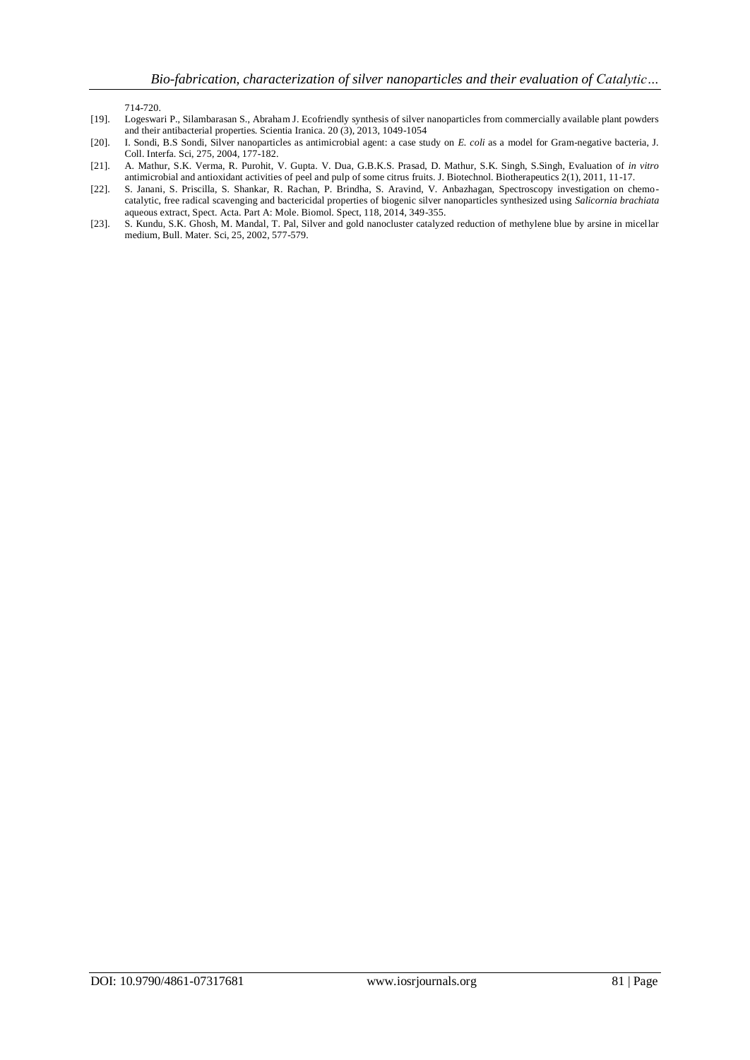714-720.

[19]. Logeswari P., Silambarasan S., Abraham J. Ecofriendly synthesis of silver nanoparticles from commercially available plant powders and their antibacterial properties. Scientia Iranica. 20 (3), 2013, 1049-1054

[20]. I. Sondi, B.S Sondi, Silver nanoparticles as antimicrobial agent: a case study on *E. coli* as a model for Gram-negative bacteria, J. Coll. Interfa. Sci, 275, 2004, 177-182.

[21]. A. Mathur, S.K. Verma, R. Purohit, V. Gupta. V. Dua, G.B.K.S. Prasad, D. Mathur, S.K. Singh, S.Singh, Evaluation of *in vitro* antimicrobial and antioxidant activities of peel and pulp of some citrus fruits. J. Biotechnol. Biotherapeutics 2(1), 2011, 11-17.

[22]. S. Janani, S. Priscilla, S. Shankar, R. Rachan, P. Brindha, S. Aravind, V. Anbazhagan, Spectroscopy investigation on chemo-catalytic, free radical scavenging and bactericidal properties of biogenic silver nanoparticles synthesized using *Salicornia brachiata* aqueous extract, Spect. Acta. Part A: Mole. Biomol. Spect, 118, 2014, 349-355.

[23]. S. Kundu, S.K. Ghosh, M. Mandal, T. Pal, Silver and gold nanocluster catalyzed reduction of methylene blue by arsine in micellar medium, Bull. Mater. Sci, 25, 2002, 577-579.